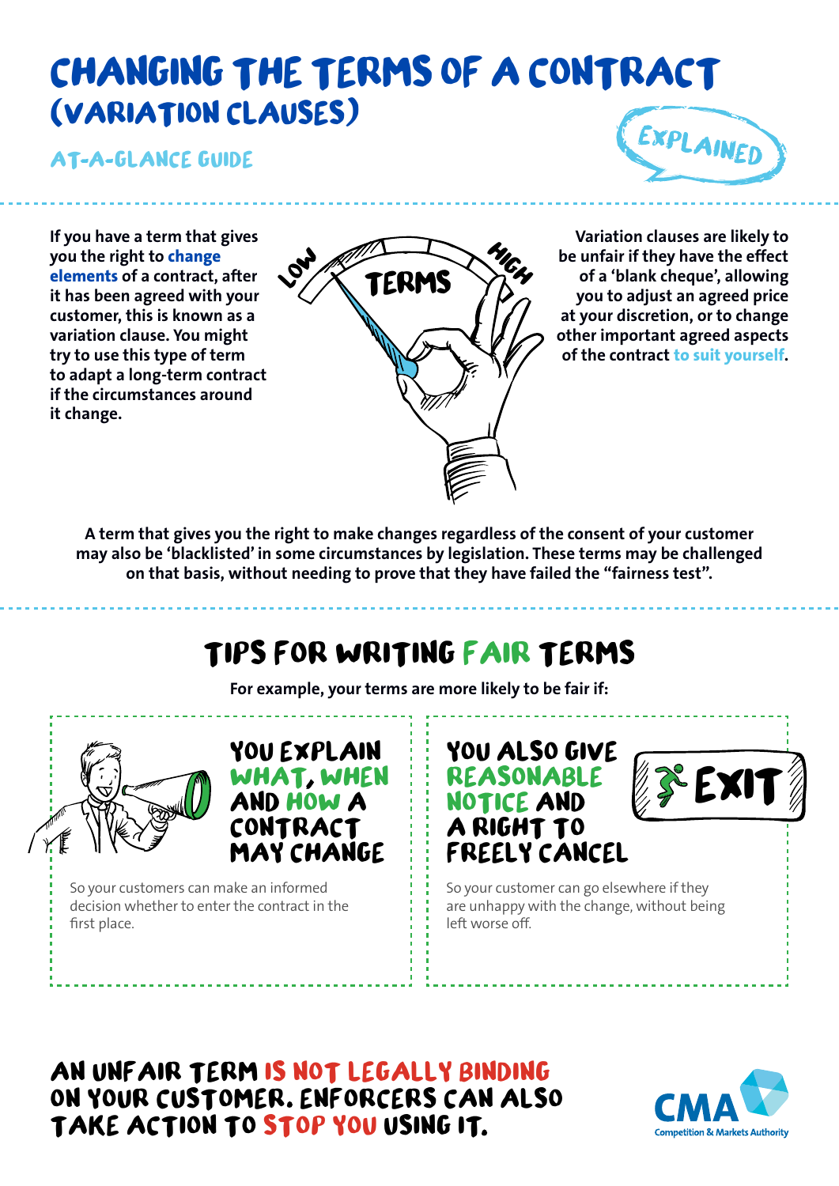# CHANGING THE TERMS OF A CONTRACT (VARIATION CLAUSES)

## AT-A-GLANCE GUIDE

EXPLAINED

**If you have a term that gives you the right to change elements of a contract, after it has been agreed with your customer, this is known as a variation clause. You might try to use this type of term to adapt a long-term contract if the circumstances around it change.**

**Variation clauses are likely to be unfair if they have the effect of a 'blank cheque', allowing you to adjust an agreed price at your discretion, or to change other important agreed aspects of the contract to suit yourself.**

**A term that gives you the right to make changes regardless of the consent of your customer may also be 'blacklisted' in some circumstances by legislation. These terms may be challenged on that basis, without needing to prove that they have failed the "fairness test".**

## TIPS FOR WRITING FAIR TERMS

**For example, your terms are more likely to be fair if:**

### YOU EXPLAIN WHAT, WHEN AND HOW A CONTRACT MAY CHANGE

So your customers can make an informed decision whether to enter the contract in the first place.

### YOU ALSO GIVE REASONABLE NOTICE AND A RIGHT TO FREELY CANCEL

So your customer can go elsewhere if they are unhappy with the change, without being left worse off.

## AN UNFAIR TERM IS NOT LEGALLY BINDING ON YOUR CUSTOMER. ENFORCERS CAN ALSO TAKE ACTION TO STOP YOU USING IT.

CMA Competition & Markets Authority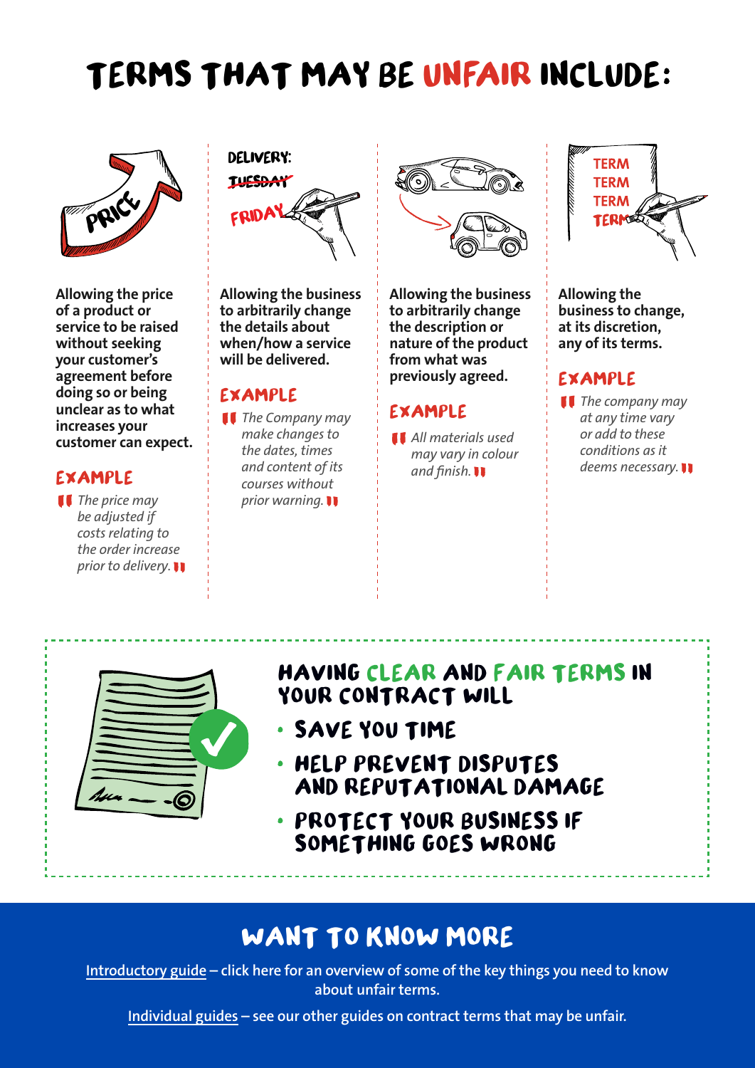# TERMS THAT MAY BE UNFAIR INCLUDE:

**Allowing the price of a product or service to be raised without seeking your customer's agreement before doing so or being unclear as to what increases your customer can expect.**

### EXAMPLE

*"The price may be adjusted if costs relating to the order increase prior to delivery."*

**Allowing the business to arbitrarily change the details about when/how a service will be delivered.**

### EXAMPLE

*"The Company may make changes to the dates, times and content of its courses without prior warning."*

**Allowing the business to arbitrarily change the description or nature of the product from what was previously agreed.**

### EXAMPLE

*"All materials used may vary in colour and finish."*

**Allowing the business to change, at its discretion, any of its terms.**

### EXAMPLE

*"The company may at any time vary or add to these conditions as it deems necessary."*

## HAVING CLEAR AND FAIR TERMS IN YOUR CONTRACT WILL

- SAVE YOU TIME
- HELP PREVENT DISPUTES AND REPUTATIONAL DAMAGE
- PROTECT YOUR BUSINESS IF SOMETHING GOES WRONG

## WANT TO KNOW MORE

**Introductory guide – click here for an overview of some of the key things you need to know about unfair terms.**

**Individual guides – see our other guides on contract terms that may be unfair.**